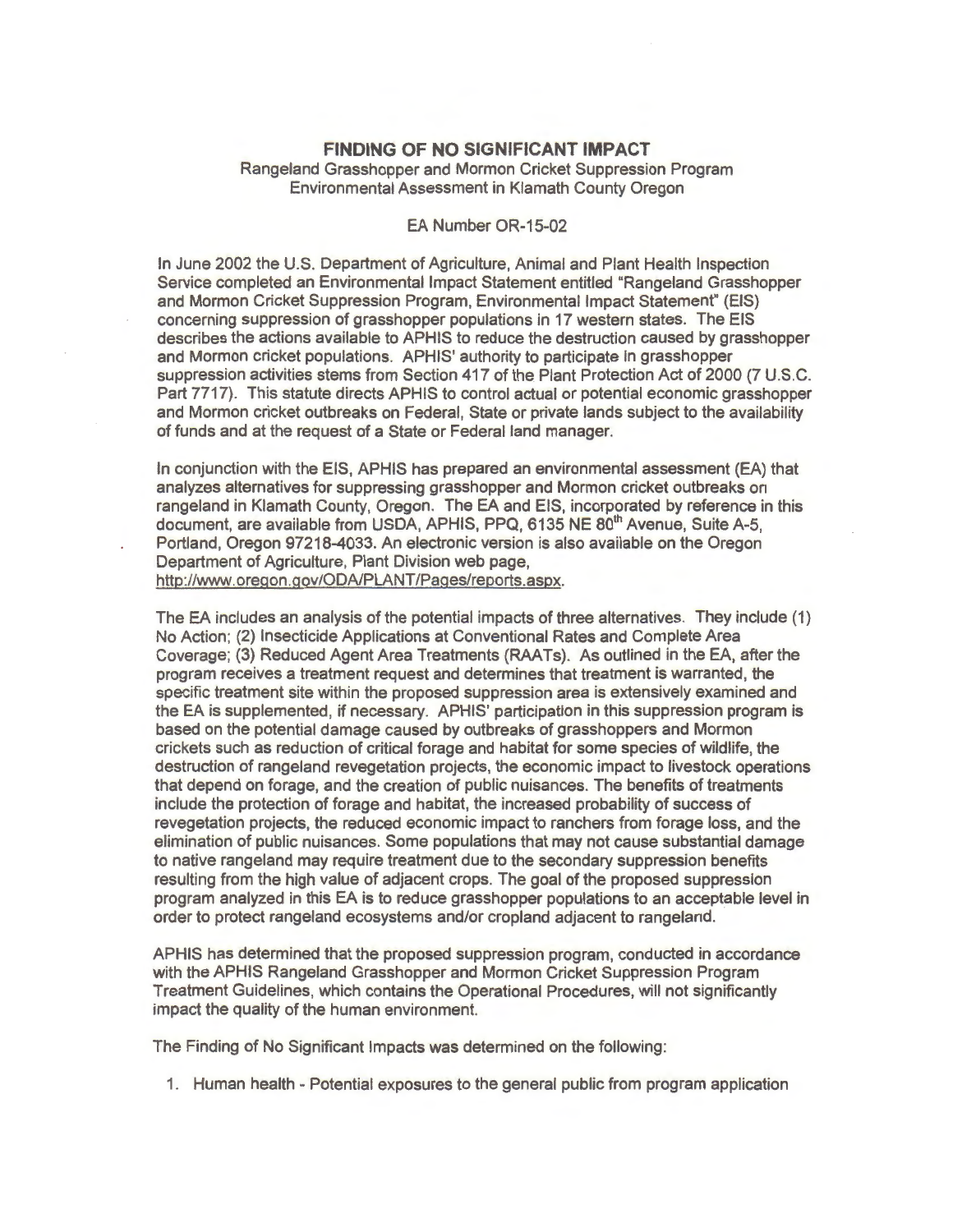# FINDING OF NO SIGNIFICANT IMPACT

Rangeland Grasshopper and Mormon Cricket Suppression Program
Environmental Assessment in Klamath County Oregon

EA Number OR-15-02

In June 2002 the U.S. Department of Agriculture, Animal and Plant Health Inspection Service completed an Environmental Impact Statement entitled "Rangeland Grasshopper and Mormon Cricket Suppression Program, Environmental Impact Statement" (EIS) concerning suppression of grasshopper populations in 17 western states. The EIS describes the actions available to APHIS to reduce the destruction caused by grasshopper and Mormon cricket populations. APHIS' authority to participate in grasshopper suppression activities stems from Section 417 of the Plant Protection Act of 2000 (7 U.S.C. Part 7717). This statute directs APHIS to control actual or potential economic grasshopper and Mormon cricket outbreaks on Federal, State or private lands subject to the availability of funds and at the request of a State or Federal land manager.

In conjunction with the EIS, APHIS has prepared an environmental assessment (EA) that analyzes alternatives for suppressing grasshopper and Mormon cricket outbreaks on rangeland in Klamath County, Oregon. The EA and EIS, incorporated by reference in this document, are available from USDA, APHIS, PPQ, 6135 NE 80th Avenue, Suite A-5, Portland, Oregon 97218-4033. An electronic version is also available on the Oregon Department of Agriculture, Plant Division web page, http://www.oregon.gov/ODA/PLANT/Pages/reports.aspx.

The EA includes an analysis of the potential impacts of three alternatives. They include (1) No Action; (2) Insecticide Applications at Conventional Rates and Complete Area Coverage; (3) Reduced Agent Area Treatments (RAATs). As outlined in the EA, after the program receives a treatment request and determines that treatment is warranted, the specific treatment site within the proposed suppression area is extensively examined and the EA is supplemented, if necessary. APHIS' participation in this suppression program is based on the potential damage caused by outbreaks of grasshoppers and Mormon crickets such as reduction of critical forage and habitat for some species of wildlife, the destruction of rangeland revegetation projects, the economic impact to livestock operations that depend on forage, and the creation of public nuisances. The benefits of treatments include the protection of forage and habitat, the increased probability of success of revegetation projects, the reduced economic impact to ranchers from forage loss, and the elimination of public nuisances. Some populations that may not cause substantial damage to native rangeland may require treatment due to the secondary suppression benefits resulting from the high value of adjacent crops. The goal of the proposed suppression program analyzed in this EA is to reduce grasshopper populations to an acceptable level in order to protect rangeland ecosystems and/or cropland adjacent to rangeland.

APHIS has determined that the proposed suppression program, conducted in accordance with the APHIS Rangeland Grasshopper and Mormon Cricket Suppression Program Treatment Guidelines, which contains the Operational Procedures, will not significantly impact the quality of the human environment.

The Finding of No Significant Impacts was determined on the following:

1. Human health - Potential exposures to the general public from program application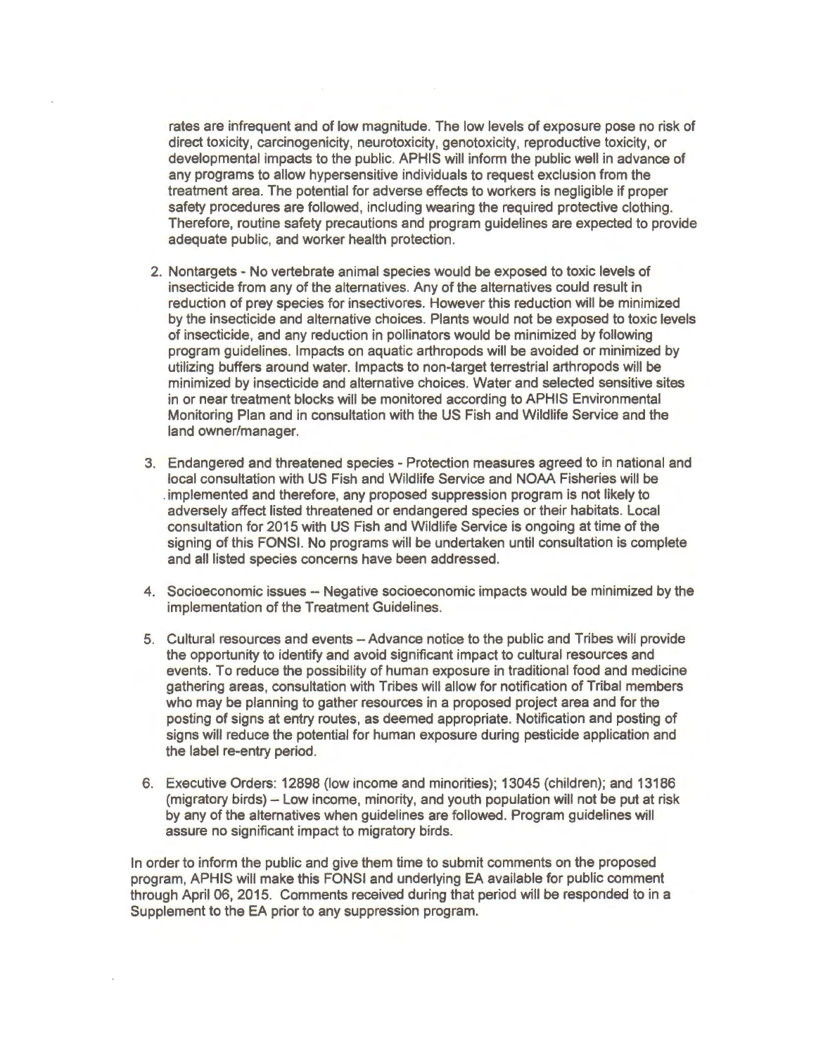rates are infrequent and of low magnitude. The low levels of exposure pose no risk of direct toxicity, carcinogenicity, neurotoxicity, genotoxicity, reproductive toxicity, or developmental impacts to the public. APHIS will inform the public well in advance of any programs to allow hypersensitive individuals to request exclusion from the treatment area. The potential for adverse effects to workers is negligible if proper safety procedures are followed, including wearing the required protective clothing. Therefore, routine safety precautions and program guidelines are expected to provide adequate public, and worker health protection.

2. Nontargets - No vertebrate animal species would be exposed to toxic levels of insecticide from any of the alternatives. Any of the alternatives could result in reduction of prey species for insectivores. However this reduction will be minimized by the insecticide and alternative choices. Plants would not be exposed to toxic levels of insecticide, and any reduction in pollinators would be minimized by following program guidelines. Impacts on aquatic arthropods will be avoided or minimized by utilizing buffers around water. Impacts to non-target terrestrial arthropods will be minimized by insecticide and alternative choices. Water and selected sensitive sites in or near treatment blocks will be monitored according to APHIS Environmental Monitoring Plan and in consultation with the US Fish and Wildlife Service and the land owner/manager.

3. Endangered and threatened species - Protection measures agreed to in national and local consultation with US Fish and Wildlife Service and NOAA Fisheries will be implemented and therefore, any proposed suppression program is not likely to adversely affect listed threatened or endangered species or their habitats. Local consultation for 2015 with US Fish and Wildlife Service is ongoing at time of the signing of this FONSI. No programs will be undertaken until consultation is complete and all listed species concerns have been addressed.

4. Socioeconomic issues -- Negative socioeconomic impacts would be minimized by the implementation of the Treatment Guidelines.

5. Cultural resources and events – Advance notice to the public and Tribes will provide the opportunity to identify and avoid significant impact to cultural resources and events. To reduce the possibility of human exposure in traditional food and medicine gathering areas, consultation with Tribes will allow for notification of Tribal members who may be planning to gather resources in a proposed project area and for the posting of signs at entry routes, as deemed appropriate. Notification and posting of signs will reduce the potential for human exposure during pesticide application and the label re-entry period.

6. Executive Orders: 12898 (low income and minorities); 13045 (children); and 13186 (migratory birds) – Low income, minority, and youth population will not be put at risk by any of the alternatives when guidelines are followed. Program guidelines will assure no significant impact to migratory birds.

In order to inform the public and give them time to submit comments on the proposed program, APHIS will make this FONSI and underlying EA available for public comment through April 06, 2015. Comments received during that period will be responded to in a Supplement to the EA prior to any suppression program.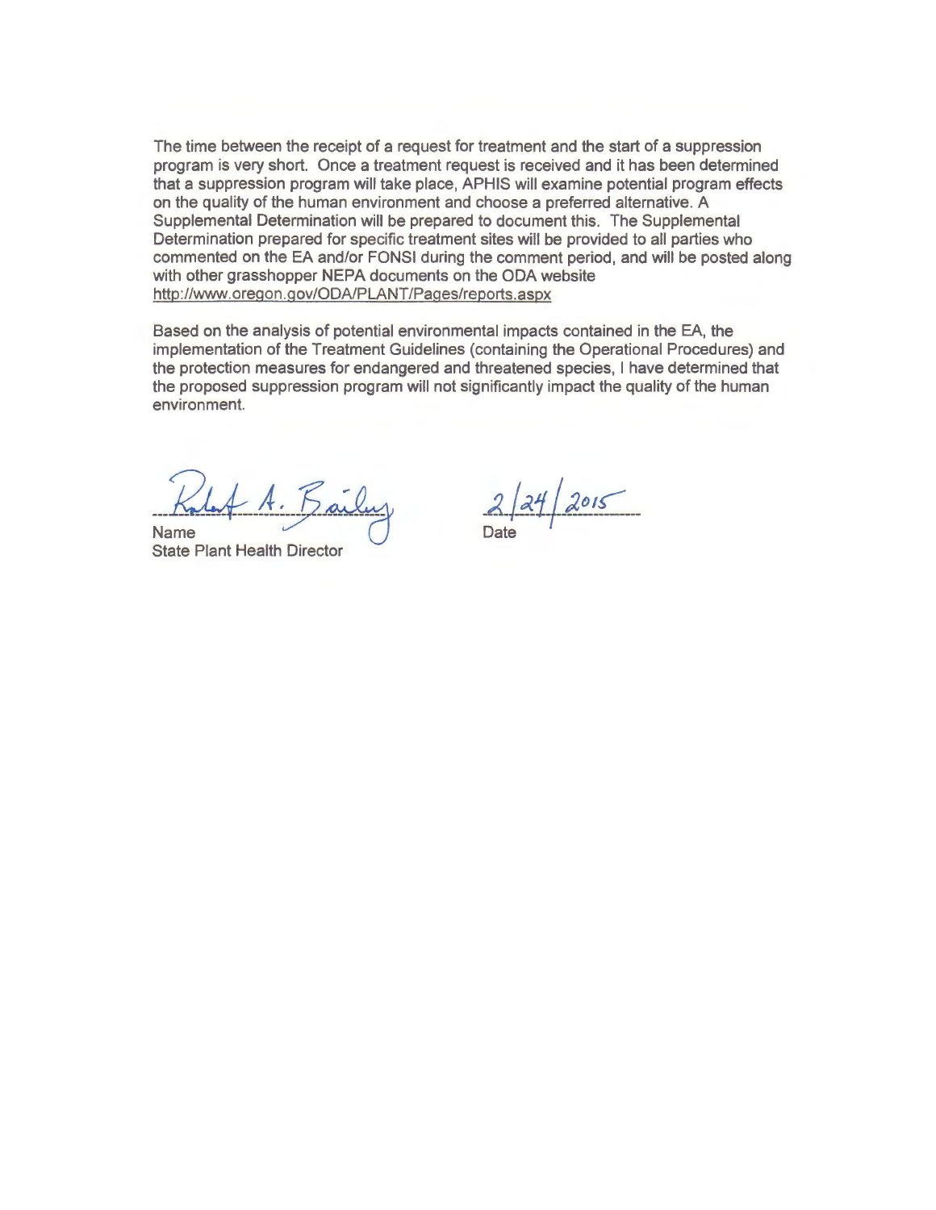The time between the receipt of a request for treatment and the start of a suppression program is very short. Once a treatment request is received and it has been determined that a suppression program will take place, APHIS will examine potential program effects on the quality of the human environment and choose a preferred alternative. A Supplemental Determination will be prepared to document this. The Supplemental Determination prepared for specific treatment sites will be provided to all parties who commented on the EA and/or FONSI during the comment period, and will be posted along with other grasshopper NEPA documents on the ODA website http://www.oregon.gov/ODA/PLANT/Pages/reports.aspx

Based on the analysis of potential environmental impacts contained in the EA, the implementation of the Treatment Guidelines (containing the Operational Procedures) and the protection measures for endangered and threatened species, I have determined that the proposed suppression program will not significantly impact the quality of the human environment.

Robert A. Bailey
Name
State Plant Health Director

2/24/2015
Date